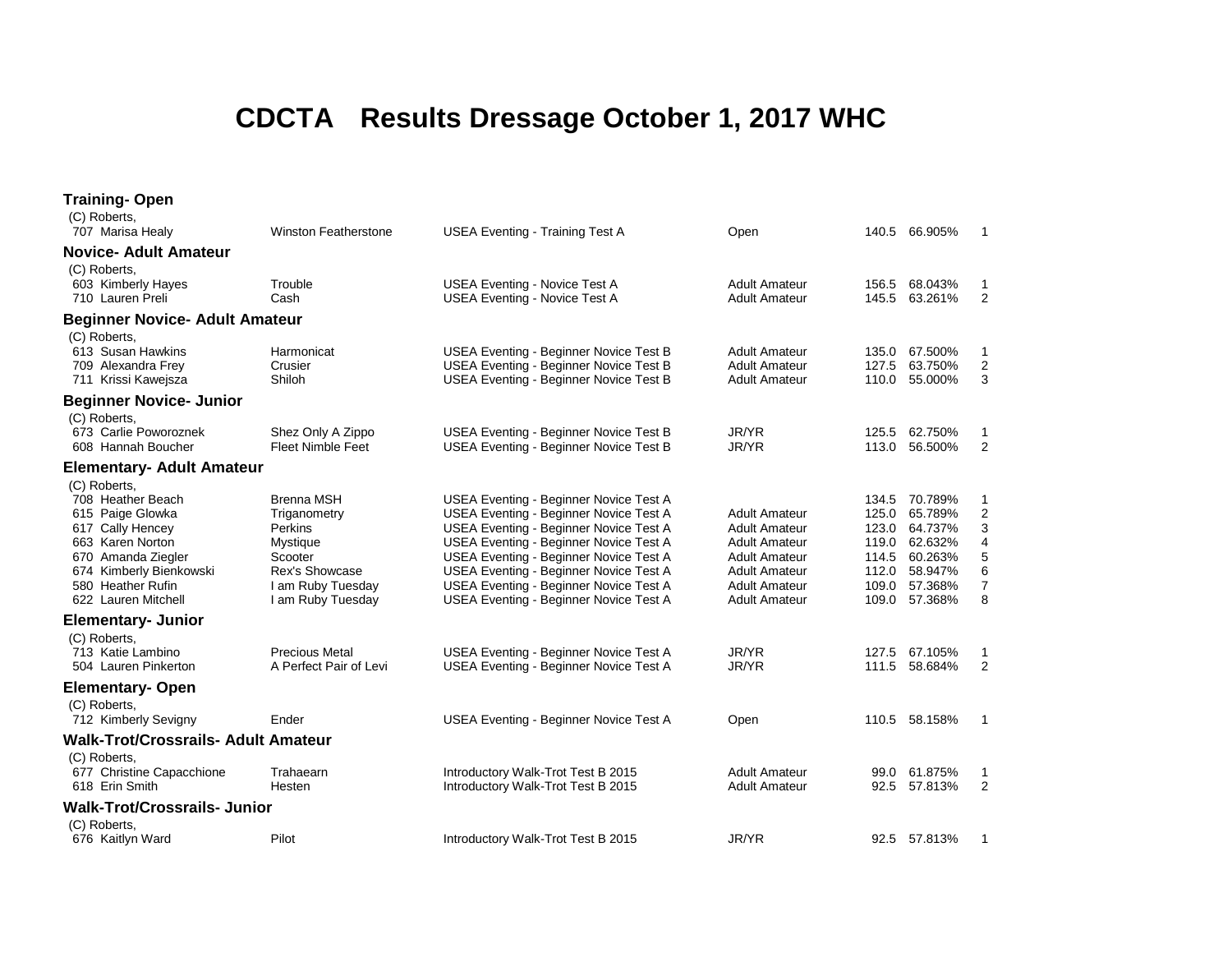# CDCTA Results Dressage October 1, 2017 WHC

## Training- Open

(C) Roberts,

| No. | Rider | Horse | Test | Division | Score | Percent | Place |
|---|---|---|---|---|---|---|---|
| 707 | Marisa Healy | Winston Featherstone | USEA Eventing - Training Test A | Open | 140.5 | 66.905% | 1 |

## Novice- Adult Amateur

(C) Roberts,

| No. | Rider | Horse | Test | Division | Score | Percent | Place |
|---|---|---|---|---|---|---|---|
| 603 | Kimberly Hayes | Trouble | USEA Eventing - Novice Test A | Adult Amateur | 156.5 | 68.043% | 1 |
| 710 | Lauren Preli | Cash | USEA Eventing - Novice Test A | Adult Amateur | 145.5 | 63.261% | 2 |

## Beginner Novice- Adult Amateur

(C) Roberts,

| No. | Rider | Horse | Test | Division | Score | Percent | Place |
|---|---|---|---|---|---|---|---|
| 613 | Susan Hawkins | Harmonicat | USEA Eventing - Beginner Novice Test B | Adult Amateur | 135.0 | 67.500% | 1 |
| 709 | Alexandra Frey | Crusier | USEA Eventing - Beginner Novice Test B | Adult Amateur | 127.5 | 63.750% | 2 |
| 711 | Krissi Kawejsza | Shiloh | USEA Eventing - Beginner Novice Test B | Adult Amateur | 110.0 | 55.000% | 3 |

## Beginner Novice- Junior

(C) Roberts,

| No. | Rider | Horse | Test | Division | Score | Percent | Place |
|---|---|---|---|---|---|---|---|
| 673 | Carlie Poworoznek | Shez Only A Zippo | USEA Eventing - Beginner Novice Test B | JR/YR | 125.5 | 62.750% | 1 |
| 608 | Hannah Boucher | Fleet Nimble Feet | USEA Eventing - Beginner Novice Test B | JR/YR | 113.0 | 56.500% | 2 |

## Elementary- Adult Amateur

(C) Roberts,

| No. | Rider | Horse | Test | Division | Score | Percent | Place |
|---|---|---|---|---|---|---|---|
| 708 | Heather Beach | Brenna MSH | USEA Eventing - Beginner Novice Test A | | 134.5 | 70.789% | 1 |
| 615 | Paige Glowka | Triganometry | USEA Eventing - Beginner Novice Test A | Adult Amateur | 125.0 | 65.789% | 2 |
| 617 | Cally Hencey | Perkins | USEA Eventing - Beginner Novice Test A | Adult Amateur | 123.0 | 64.737% | 3 |
| 663 | Karen Norton | Mystique | USEA Eventing - Beginner Novice Test A | Adult Amateur | 119.0 | 62.632% | 4 |
| 670 | Amanda Ziegler | Scooter | USEA Eventing - Beginner Novice Test A | Adult Amateur | 114.5 | 60.263% | 5 |
| 674 | Kimberly Bienkowski | Rex's Showcase | USEA Eventing - Beginner Novice Test A | Adult Amateur | 112.0 | 58.947% | 6 |
| 580 | Heather Rufin | I am Ruby Tuesday | USEA Eventing - Beginner Novice Test A | Adult Amateur | 109.0 | 57.368% | 7 |
| 622 | Lauren Mitchell | I am Ruby Tuesday | USEA Eventing - Beginner Novice Test A | Adult Amateur | 109.0 | 57.368% | 8 |

## Elementary- Junior

(C) Roberts,

| No. | Rider | Horse | Test | Division | Score | Percent | Place |
|---|---|---|---|---|---|---|---|
| 713 | Katie Lambino | Precious Metal | USEA Eventing - Beginner Novice Test A | JR/YR | 127.5 | 67.105% | 1 |
| 504 | Lauren Pinkerton | A Perfect Pair of Levi | USEA Eventing - Beginner Novice Test A | JR/YR | 111.5 | 58.684% | 2 |

## Elementary- Open

(C) Roberts,

| No. | Rider | Horse | Test | Division | Score | Percent | Place |
|---|---|---|---|---|---|---|---|
| 712 | Kimberly Sevigny | Ender | USEA Eventing - Beginner Novice Test A | Open | 110.5 | 58.158% | 1 |

## Walk-Trot/Crossrails- Adult Amateur

(C) Roberts,

| No. | Rider | Horse | Test | Division | Score | Percent | Place |
|---|---|---|---|---|---|---|---|
| 677 | Christine Capacchione | Trahaearn | Introductory Walk-Trot Test B 2015 | Adult Amateur | 99.0 | 61.875% | 1 |
| 618 | Erin Smith | Hesten | Introductory Walk-Trot Test B 2015 | Adult Amateur | 92.5 | 57.813% | 2 |

## Walk-Trot/Crossrails- Junior

(C) Roberts,

| No. | Rider | Horse | Test | Division | Score | Percent | Place |
|---|---|---|---|---|---|---|---|
| 676 | Kaitlyn Ward | Pilot | Introductory Walk-Trot Test B 2015 | JR/YR | 92.5 | 57.813% | 1 |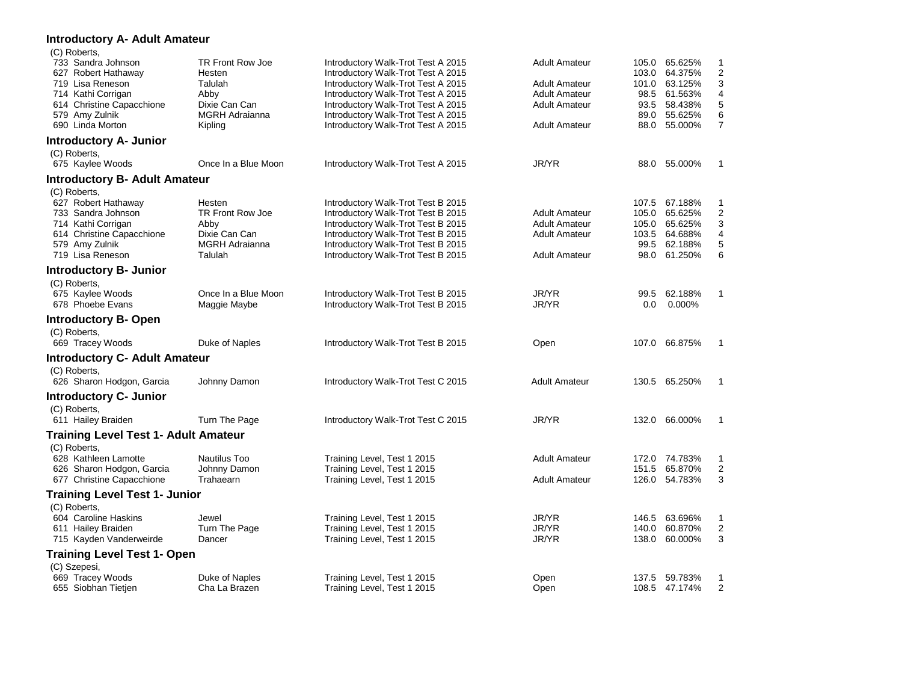### Introductory A- Adult Amateur

(C) Roberts,

| No. | Rider | Horse | Test | Division | Score | Percentage | Place |
|---|---|---|---|---|---|---|---|
| 733 | Sandra Johnson | TR Front Row Joe | Introductory Walk-Trot Test A 2015 | Adult Amateur | 105.0 | 65.625% | 1 |
| 627 | Robert Hathaway | Hesten | Introductory Walk-Trot Test A 2015 | | 103.0 | 64.375% | 2 |
| 719 | Lisa Reneson | Talulah | Introductory Walk-Trot Test A 2015 | Adult Amateur | 101.0 | 63.125% | 3 |
| 714 | Kathi Corrigan | Abby | Introductory Walk-Trot Test A 2015 | Adult Amateur | 98.5 | 61.563% | 4 |
| 614 | Christine Capacchione | Dixie Can Can | Introductory Walk-Trot Test A 2015 | Adult Amateur | 93.5 | 58.438% | 5 |
| 579 | Amy Zulnik | MGRH Adraianna | Introductory Walk-Trot Test A 2015 | | 89.0 | 55.625% | 6 |
| 690 | Linda Morton | Kipling | Introductory Walk-Trot Test A 2015 | Adult Amateur | 88.0 | 55.000% | 7 |

### Introductory A- Junior

(C) Roberts,

| No. | Rider | Horse | Test | Division | Score | Percentage | Place |
|---|---|---|---|---|---|---|---|
| 675 | Kaylee Woods | Once In a Blue Moon | Introductory Walk-Trot Test A 2015 | JR/YR | 88.0 | 55.000% | 1 |

### Introductory B- Adult Amateur

(C) Roberts,

| No. | Rider | Horse | Test | Division | Score | Percentage | Place |
|---|---|---|---|---|---|---|---|
| 627 | Robert Hathaway | Hesten | Introductory Walk-Trot Test B 2015 | | 107.5 | 67.188% | 1 |
| 733 | Sandra Johnson | TR Front Row Joe | Introductory Walk-Trot Test B 2015 | Adult Amateur | 105.0 | 65.625% | 2 |
| 714 | Kathi Corrigan | Abby | Introductory Walk-Trot Test B 2015 | Adult Amateur | 105.0 | 65.625% | 3 |
| 614 | Christine Capacchione | Dixie Can Can | Introductory Walk-Trot Test B 2015 | Adult Amateur | 103.5 | 64.688% | 4 |
| 579 | Amy Zulnik | MGRH Adraianna | Introductory Walk-Trot Test B 2015 | | 99.5 | 62.188% | 5 |
| 719 | Lisa Reneson | Talulah | Introductory Walk-Trot Test B 2015 | Adult Amateur | 98.0 | 61.250% | 6 |

### Introductory B- Junior

(C) Roberts,

| No. | Rider | Horse | Test | Division | Score | Percentage | Place |
|---|---|---|---|---|---|---|---|
| 675 | Kaylee Woods | Once In a Blue Moon | Introductory Walk-Trot Test B 2015 | JR/YR | 99.5 | 62.188% | 1 |
| 678 | Phoebe Evans | Maggie Maybe | Introductory Walk-Trot Test B 2015 | JR/YR | 0.0 | 0.000% | |

### Introductory B- Open

(C) Roberts,

| No. | Rider | Horse | Test | Division | Score | Percentage | Place |
|---|---|---|---|---|---|---|---|
| 669 | Tracey Woods | Duke of Naples | Introductory Walk-Trot Test B 2015 | Open | 107.0 | 66.875% | 1 |

### Introductory C- Adult Amateur

(C) Roberts,

| No. | Rider | Horse | Test | Division | Score | Percentage | Place |
|---|---|---|---|---|---|---|---|
| 626 | Sharon Hodgon, Garcia | Johnny Damon | Introductory Walk-Trot Test C 2015 | Adult Amateur | 130.5 | 65.250% | 1 |

### Introductory C- Junior

(C) Roberts,

| No. | Rider | Horse | Test | Division | Score | Percentage | Place |
|---|---|---|---|---|---|---|---|
| 611 | Hailey Braiden | Turn The Page | Introductory Walk-Trot Test C 2015 | JR/YR | 132.0 | 66.000% | 1 |

### Training Level Test 1- Adult Amateur

(C) Roberts,

| No. | Rider | Horse | Test | Division | Score | Percentage | Place |
|---|---|---|---|---|---|---|---|
| 628 | Kathleen Lamotte | Nautilus Too | Training Level, Test 1 2015 | Adult Amateur | 172.0 | 74.783% | 1 |
| 626 | Sharon Hodgon, Garcia | Johnny Damon | Training Level, Test 1 2015 | | 151.5 | 65.870% | 2 |
| 677 | Christine Capacchione | Trahaearn | Training Level, Test 1 2015 | Adult Amateur | 126.0 | 54.783% | 3 |

### Training Level Test 1- Junior

(C) Roberts,

| No. | Rider | Horse | Test | Division | Score | Percentage | Place |
|---|---|---|---|---|---|---|---|
| 604 | Caroline Haskins | Jewel | Training Level, Test 1 2015 | JR/YR | 146.5 | 63.696% | 1 |
| 611 | Hailey Braiden | Turn The Page | Training Level, Test 1 2015 | JR/YR | 140.0 | 60.870% | 2 |
| 715 | Kayden Vanderweirde | Dancer | Training Level, Test 1 2015 | JR/YR | 138.0 | 60.000% | 3 |

### Training Level Test 1- Open

(C) Szepesi,

| No. | Rider | Horse | Test | Division | Score | Percentage | Place |
|---|---|---|---|---|---|---|---|
| 669 | Tracey Woods | Duke of Naples | Training Level, Test 1 2015 | Open | 137.5 | 59.783% | 1 |
| 655 | Siobhan Tietjen | Cha La Brazen | Training Level, Test 1 2015 | Open | 108.5 | 47.174% | 2 |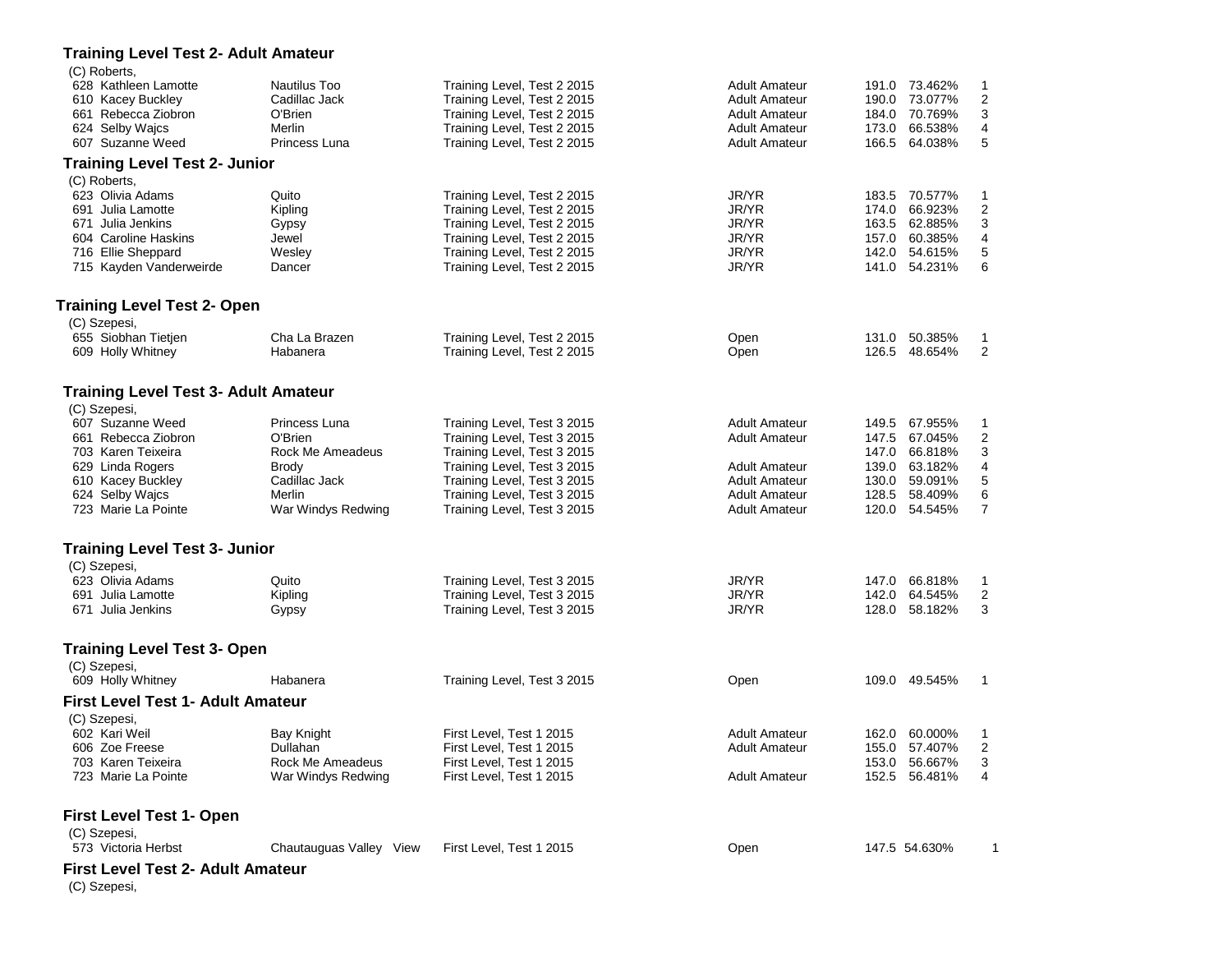### Training Level Test 2- Adult Amateur

(C) Roberts,

| # | Rider | Horse | Test | Division | Score | % | Place |
|---|---|---|---|---|---|---|---|
| 628 | Kathleen Lamotte | Nautilus Too | Training Level, Test 2 2015 | Adult Amateur | 191.0 | 73.462% | 1 |
| 610 | Kacey Buckley | Cadillac Jack | Training Level, Test 2 2015 | Adult Amateur | 190.0 | 73.077% | 2 |
| 661 | Rebecca Ziobron | O'Brien | Training Level, Test 2 2015 | Adult Amateur | 184.0 | 70.769% | 3 |
| 624 | Selby Wajcs | Merlin | Training Level, Test 2 2015 | Adult Amateur | 173.0 | 66.538% | 4 |
| 607 | Suzanne Weed | Princess Luna | Training Level, Test 2 2015 | Adult Amateur | 166.5 | 64.038% | 5 |

### Training Level Test 2- Junior

(C) Roberts,

| # | Rider | Horse | Test | Division | Score | % | Place |
|---|---|---|---|---|---|---|---|
| 623 | Olivia Adams | Quito | Training Level, Test 2 2015 | JR/YR | 183.5 | 70.577% | 1 |
| 691 | Julia Lamotte | Kipling | Training Level, Test 2 2015 | JR/YR | 174.0 | 66.923% | 2 |
| 671 | Julia Jenkins | Gypsy | Training Level, Test 2 2015 | JR/YR | 163.5 | 62.885% | 3 |
| 604 | Caroline Haskins | Jewel | Training Level, Test 2 2015 | JR/YR | 157.0 | 60.385% | 4 |
| 716 | Ellie Sheppard | Wesley | Training Level, Test 2 2015 | JR/YR | 142.0 | 54.615% | 5 |
| 715 | Kayden Vanderweirde | Dancer | Training Level, Test 2 2015 | JR/YR | 141.0 | 54.231% | 6 |

### Training Level Test 2- Open

(C) Szepesi,

| # | Rider | Horse | Test | Division | Score | % | Place |
|---|---|---|---|---|---|---|---|
| 655 | Siobhan Tietjen | Cha La Brazen | Training Level, Test 2 2015 | Open | 131.0 | 50.385% | 1 |
| 609 | Holly Whitney | Habanera | Training Level, Test 2 2015 | Open | 126.5 | 48.654% | 2 |

### Training Level Test 3- Adult Amateur

(C) Szepesi,

| # | Rider | Horse | Test | Division | Score | % | Place |
|---|---|---|---|---|---|---|---|
| 607 | Suzanne Weed | Princess Luna | Training Level, Test 3 2015 | Adult Amateur | 149.5 | 67.955% | 1 |
| 661 | Rebecca Ziobron | O'Brien | Training Level, Test 3 2015 | Adult Amateur | 147.5 | 67.045% | 2 |
| 703 | Karen Teixeira | Rock Me Ameadeus | Training Level, Test 3 2015 | | 147.0 | 66.818% | 3 |
| 629 | Linda Rogers | Brody | Training Level, Test 3 2015 | Adult Amateur | 139.0 | 63.182% | 4 |
| 610 | Kacey Buckley | Cadillac Jack | Training Level, Test 3 2015 | Adult Amateur | 130.0 | 59.091% | 5 |
| 624 | Selby Wajcs | Merlin | Training Level, Test 3 2015 | Adult Amateur | 128.5 | 58.409% | 6 |
| 723 | Marie La Pointe | War Windys Redwing | Training Level, Test 3 2015 | Adult Amateur | 120.0 | 54.545% | 7 |

### Training Level Test 3- Junior

(C) Szepesi,

| # | Rider | Horse | Test | Division | Score | % | Place |
|---|---|---|---|---|---|---|---|
| 623 | Olivia Adams | Quito | Training Level, Test 3 2015 | JR/YR | 147.0 | 66.818% | 1 |
| 691 | Julia Lamotte | Kipling | Training Level, Test 3 2015 | JR/YR | 142.0 | 64.545% | 2 |
| 671 | Julia Jenkins | Gypsy | Training Level, Test 3 2015 | JR/YR | 128.0 | 58.182% | 3 |

### Training Level Test 3- Open

(C) Szepesi,

| # | Rider | Horse | Test | Division | Score | % | Place |
|---|---|---|---|---|---|---|---|
| 609 | Holly Whitney | Habanera | Training Level, Test 3 2015 | Open | 109.0 | 49.545% | 1 |

### First Level Test 1- Adult Amateur

(C) Szepesi,

| # | Rider | Horse | Test | Division | Score | % | Place |
|---|---|---|---|---|---|---|---|
| 602 | Kari Weil | Bay Knight | First Level, Test 1 2015 | Adult Amateur | 162.0 | 60.000% | 1 |
| 606 | Zoe Freese | Dullahan | First Level, Test 1 2015 | Adult Amateur | 155.0 | 57.407% | 2 |
| 703 | Karen Teixeira | Rock Me Ameadeus | First Level, Test 1 2015 | | 153.0 | 56.667% | 3 |
| 723 | Marie La Pointe | War Windys Redwing | First Level, Test 1 2015 | Adult Amateur | 152.5 | 56.481% | 4 |

### First Level Test 1- Open

(C) Szepesi,

| # | Rider | Horse | Test | Division | Score | % | Place |
|---|---|---|---|---|---|---|---|
| 573 | Victoria Herbst | Chautauguas Valley View | First Level, Test 1 2015 | Open | 147.5 | 54.630% | 1 |

### First Level Test 2- Adult Amateur

(C) Szepesi,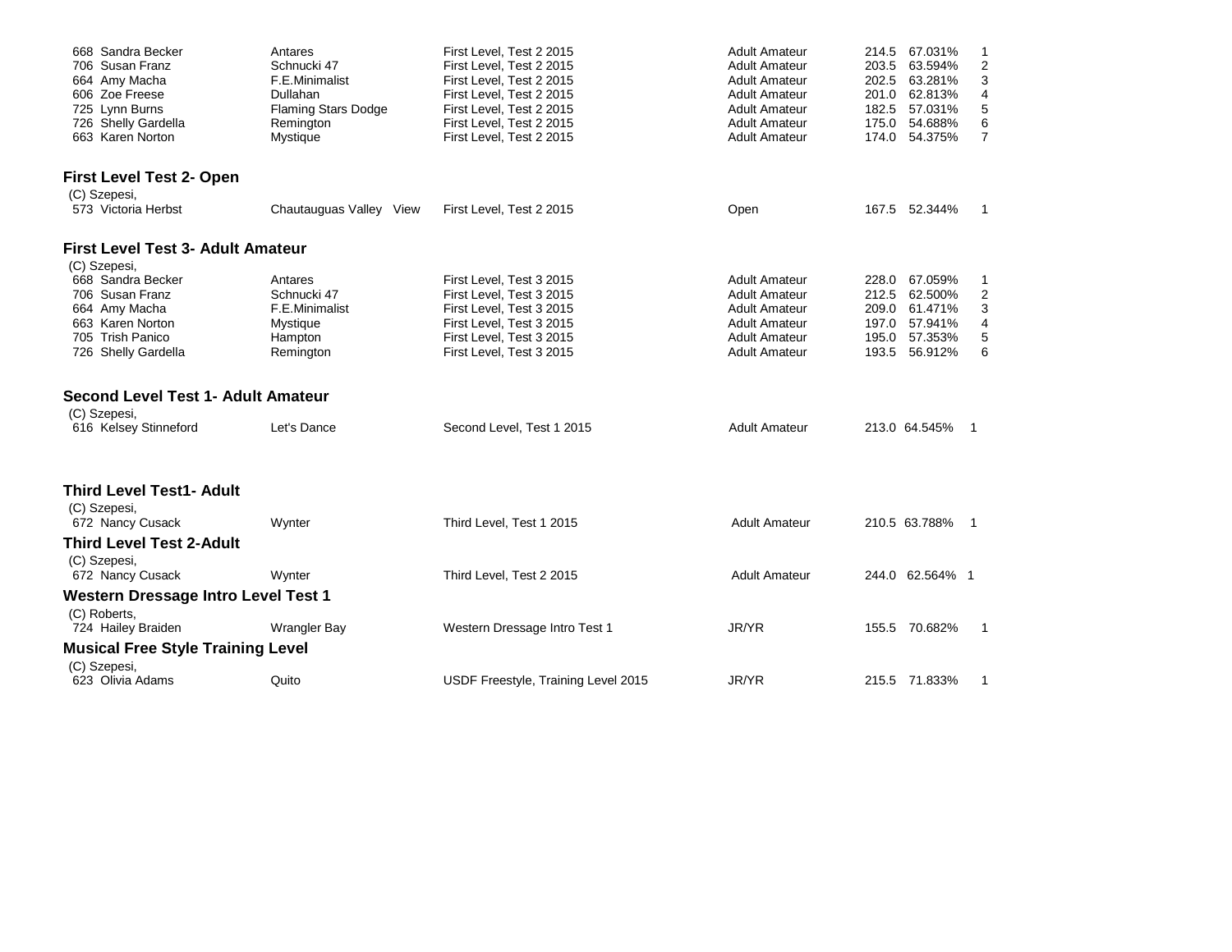| | | | | | | |
|---|---|---|---|---|---|---|
| 668 Sandra Becker | Antares | First Level, Test 2 2015 | Adult Amateur | 214.5 | 67.031% | 1 |
| 706 Susan Franz | Schnucki 47 | First Level, Test 2 2015 | Adult Amateur | 203.5 | 63.594% | 2 |
| 664 Amy Macha | F.E.Minimalist | First Level, Test 2 2015 | Adult Amateur | 202.5 | 63.281% | 3 |
| 606 Zoe Freese | Dullahan | First Level, Test 2 2015 | Adult Amateur | 201.0 | 62.813% | 4 |
| 725 Lynn Burns | Flaming Stars Dodge | First Level, Test 2 2015 | Adult Amateur | 182.5 | 57.031% | 5 |
| 726 Shelly Gardella | Remington | First Level, Test 2 2015 | Adult Amateur | 175.0 | 54.688% | 6 |
| 663 Karen Norton | Mystique | First Level, Test 2 2015 | Adult Amateur | 174.0 | 54.375% | 7 |

### First Level Test 2- Open

(C) Szepesi,

| | | | | | | |
|---|---|---|---|---|---|---|
| 573 Victoria Herbst | Chautauguas Valley View | First Level, Test 2 2015 | Open | 167.5 | 52.344% | 1 |

### First Level Test 3- Adult Amateur

(C) Szepesi,

| | | | | | | |
|---|---|---|---|---|---|---|
| 668 Sandra Becker | Antares | First Level, Test 3 2015 | Adult Amateur | 228.0 | 67.059% | 1 |
| 706 Susan Franz | Schnucki 47 | First Level, Test 3 2015 | Adult Amateur | 212.5 | 62.500% | 2 |
| 664 Amy Macha | F.E.Minimalist | First Level, Test 3 2015 | Adult Amateur | 209.0 | 61.471% | 3 |
| 663 Karen Norton | Mystique | First Level, Test 3 2015 | Adult Amateur | 197.0 | 57.941% | 4 |
| 705 Trish Panico | Hampton | First Level, Test 3 2015 | Adult Amateur | 195.0 | 57.353% | 5 |
| 726 Shelly Gardella | Remington | First Level, Test 3 2015 | Adult Amateur | 193.5 | 56.912% | 6 |

### Second Level Test 1- Adult Amateur

(C) Szepesi,

| | | | | | | |
|---|---|---|---|---|---|---|
| 616 Kelsey Stinneford | Let's Dance | Second Level, Test 1 2015 | Adult Amateur | 213.0 | 64.545% | 1 |

### Third Level Test1- Adult

(C) Szepesi,

| | | | | | | |
|---|---|---|---|---|---|---|
| 672 Nancy Cusack | Wynter | Third Level, Test 1 2015 | Adult Amateur | 210.5 | 63.788% | 1 |

### Third Level Test 2-Adult

(C) Szepesi,

| | | | | | | |
|---|---|---|---|---|---|---|
| 672 Nancy Cusack | Wynter | Third Level, Test 2 2015 | Adult Amateur | 244.0 | 62.564% | 1 |

### Western Dressage Intro Level Test 1

(C) Roberts,

| | | | | | | |
|---|---|---|---|---|---|---|
| 724 Hailey Braiden | Wrangler Bay | Western Dressage Intro Test 1 | JR/YR | 155.5 | 70.682% | 1 |

### Musical Free Style Training Level

(C) Szepesi,

| | | | | | | |
|---|---|---|---|---|---|---|
| 623 Olivia Adams | Quito | USDF Freestyle, Training Level 2015 | JR/YR | 215.5 | 71.833% | 1 |